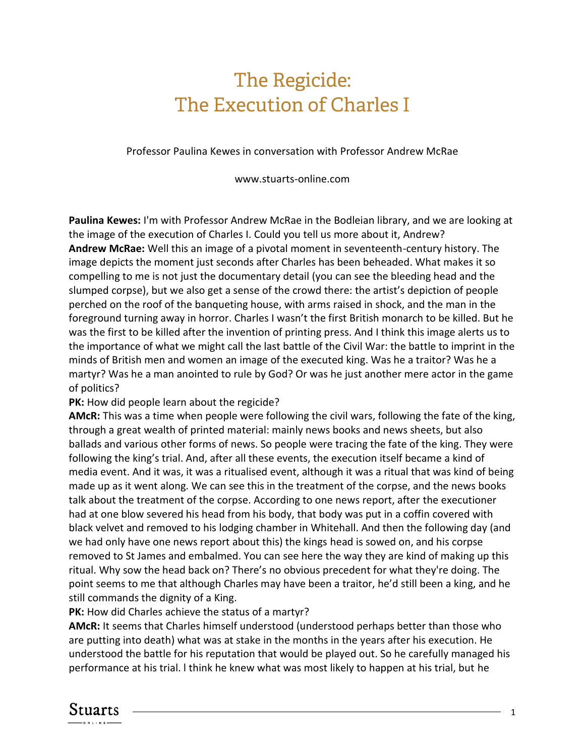# The Regicide: The Execution of Charles I

Professor Paulina Kewes in conversation with Professor Andrew McRae

www.stuarts-online.com

**Paulina Kewes:** I'm with Professor Andrew McRae in the Bodleian library, and we are looking at the image of the execution of Charles I. Could you tell us more about it, Andrew?

**Andrew McRae:** Well this an image of a pivotal moment in seventeenth-century history. The image depicts the moment just seconds after Charles has been beheaded. What makes it so compelling to me is not just the documentary detail (you can see the bleeding head and the slumped corpse), but we also get a sense of the crowd there: the artist's depiction of people perched on the roof of the banqueting house, with arms raised in shock, and the man in the foreground turning away in horror. Charles I wasn't the first British monarch to be killed. But he was the first to be killed after the invention of printing press. And I think this image alerts us to the importance of what we might call the last battle of the Civil War: the battle to imprint in the minds of British men and women an image of the executed king. Was he a traitor? Was he a martyr? Was he a man anointed to rule by God? Or was he just another mere actor in the game of politics?

**PK:** How did people learn about the regicide?

**AMcR:** This was a time when people were following the civil wars, following the fate of the king, through a great wealth of printed material: mainly news books and news sheets, but also ballads and various other forms of news. So people were tracing the fate of the king. They were following the king's trial. And, after all these events, the execution itself became a kind of media event. And it was, it was a ritualised event, although it was a ritual that was kind of being made up as it went along. We can see this in the treatment of the corpse, and the news books talk about the treatment of the corpse. According to one news report, after the executioner had at one blow severed his head from his body, that body was put in a coffin covered with black velvet and removed to his lodging chamber in Whitehall. And then the following day (and we had only have one news report about this) the kings head is sowed on, and his corpse removed to St James and embalmed. You can see here the way they are kind of making up this ritual. Why sow the head back on? There's no obvious precedent for what they're doing. The point seems to me that although Charles may have been a traitor, he'd still been a king, and he still commands the dignity of a King.

**PK:** How did Charles achieve the status of a martyr?

**AMcR:** It seems that Charles himself understood (understood perhaps better than those who are putting into death) what was at stake in the months in the years after his execution. He understood the battle for his reputation that would be played out. So he carefully managed his performance at his trial. I think he knew what was most likely to happen at his trial, but he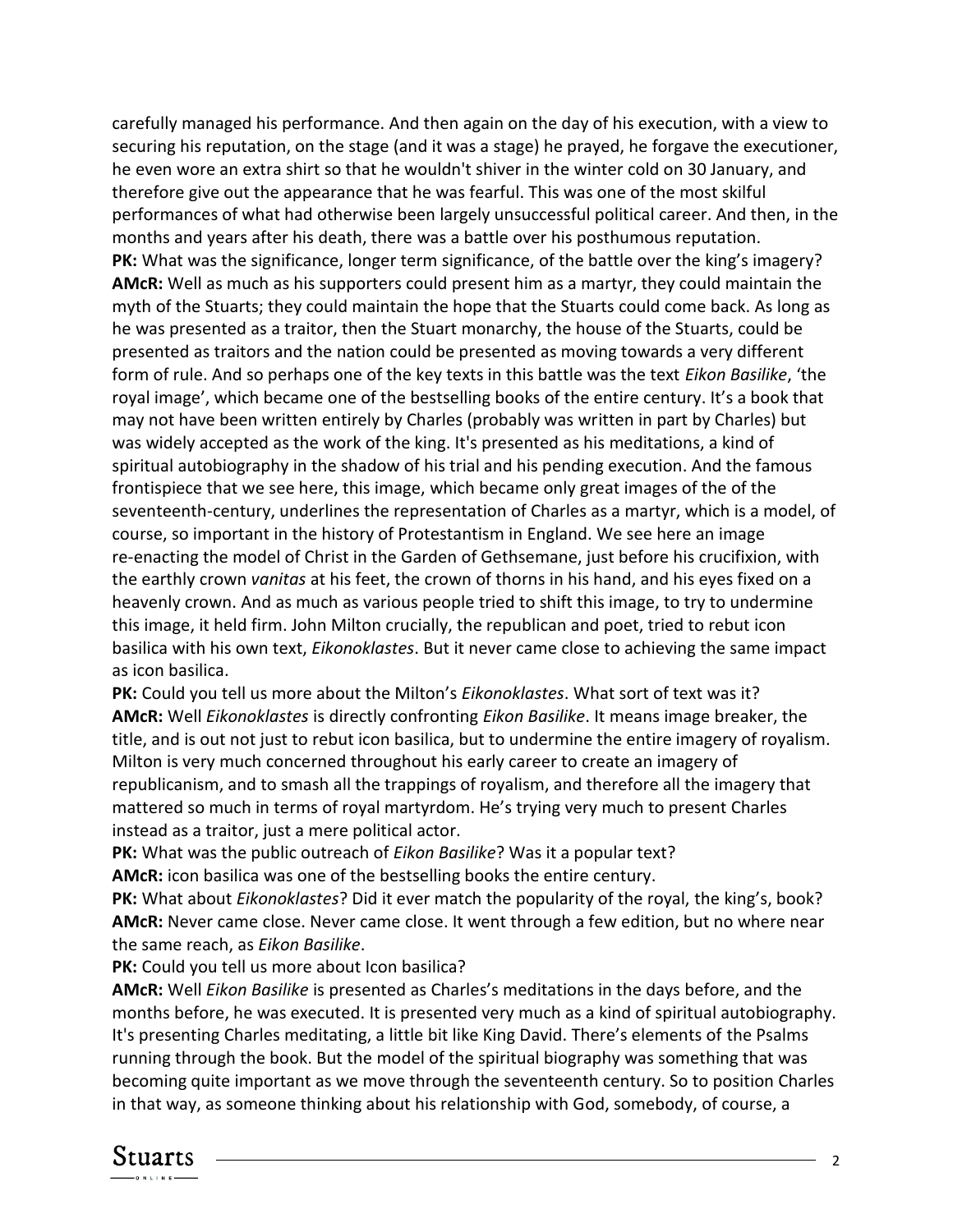carefully managed his performance. And then again on the day of his execution, with a view to securing his reputation, on the stage (and it was a stage) he prayed, he forgave the executioner, he even wore an extra shirt so that he wouldn't shiver in the winter cold on 30 January, and therefore give out the appearance that he was fearful. This was one of the most skilful performances of what had otherwise been largely unsuccessful political career. And then, in the months and years after his death, there was a battle over his posthumous reputation.

**PK:** What was the significance, longer term significance, of the battle over the king's imagery?

**AMcR:** Well as much as his supporters could present him as a martyr, they could maintain the myth of the Stuarts; they could maintain the hope that the Stuarts could come back. As long as he was presented as a traitor, then the Stuart monarchy, the house of the Stuarts, could be presented as traitors and the nation could be presented as moving towards a very different form of rule. And so perhaps one of the key texts in this battle was the text *Eikon Basilike*, 'the royal image', which became one of the bestselling books of the entire century. It's a book that may not have been written entirely by Charles (probably was written in part by Charles) but was widely accepted as the work of the king. It's presented as his meditations, a kind of spiritual autobiography in the shadow of his trial and his pending execution. And the famous frontispiece that we see here, this image, which became only great images of the of the seventeenth-century, underlines the representation of Charles as a martyr, which is a model, of course, so important in the history of Protestantism in England. We see here an image re-enacting the model of Christ in the Garden of Gethsemane, just before his crucifixion, with the earthly crown *vanitas* at his feet, the crown of thorns in his hand, and his eyes fixed on a heavenly crown. And as much as various people tried to shift this image, to try to undermine this image, it held firm. John Milton crucially, the republican and poet, tried to rebut icon basilica with his own text, *Eikonoklastes*. But it never came close to achieving the same impact as icon basilica.

**PK:** Could you tell us more about the Milton's *Eikonoklastes*. What sort of text was it?

**AMcR:** Well *Eikonoklastes* is directly confronting *Eikon Basilike*. It means image breaker, the title, and is out not just to rebut icon basilica, but to undermine the entire imagery of royalism. Milton is very much concerned throughout his early career to create an imagery of republicanism, and to smash all the trappings of royalism, and therefore all the imagery that mattered so much in terms of royal martyrdom. He's trying very much to present Charles instead as a traitor, just a mere political actor.

**PK:** What was the public outreach of *Eikon Basilike*? Was it a popular text?

**AMcR:** icon basilica was one of the bestselling books the entire century.

**PK:** What about *Eikonoklastes*? Did it ever match the popularity of the royal, the king's, book?

**AMcR:** Never came close. Never came close. It went through a few edition, but no where near the same reach, as *Eikon Basilike*.

**PK:** Could you tell us more about Icon basilica?

**AMcR:** Well *Eikon Basilike* is presented as Charles's meditations in the days before, and the months before, he was executed. It is presented very much as a kind of spiritual autobiography. It's presenting Charles meditating, a little bit like King David. There's elements of the Psalms running through the book. But the model of the spiritual biography was something that was becoming quite important as we move through the seventeenth century. So to position Charles in that way, as someone thinking about his relationship with God, somebody, of course, a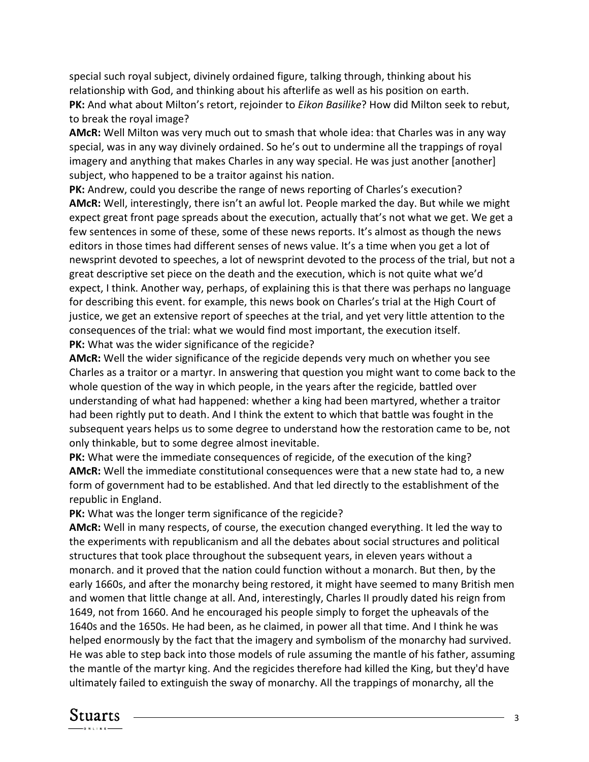special such royal subject, divinely ordained figure, talking through, thinking about his relationship with God, and thinking about his afterlife as well as his position on earth.

**PK:** And what about Milton's retort, rejoinder to *Eikon Basilike*? How did Milton seek to rebut, to break the royal image?

**AMcR:** Well Milton was very much out to smash that whole idea: that Charles was in any way special, was in any way divinely ordained. So he's out to undermine all the trappings of royal imagery and anything that makes Charles in any way special. He was just another [another] subject, who happened to be a traitor against his nation.

**PK:** Andrew, could you describe the range of news reporting of Charles's execution?

**AMcR:** Well, interestingly, there isn't an awful lot. People marked the day. But while we might expect great front page spreads about the execution, actually that's not what we get. We get a few sentences in some of these, some of these news reports. It's almost as though the news editors in those times had different senses of news value. It's a time when you get a lot of newsprint devoted to speeches, a lot of newsprint devoted to the process of the trial, but not a great descriptive set piece on the death and the execution, which is not quite what we'd expect, I think. Another way, perhaps, of explaining this is that there was perhaps no language for describing this event. for example, this news book on Charles's trial at the High Court of justice, we get an extensive report of speeches at the trial, and yet very little attention to the consequences of the trial: what we would find most important, the execution itself.

**PK:** What was the wider significance of the regicide?

**AMcR:** Well the wider significance of the regicide depends very much on whether you see Charles as a traitor or a martyr. In answering that question you might want to come back to the whole question of the way in which people, in the years after the regicide, battled over understanding of what had happened: whether a king had been martyred, whether a traitor had been rightly put to death. And I think the extent to which that battle was fought in the subsequent years helps us to some degree to understand how the restoration came to be, not only thinkable, but to some degree almost inevitable.

**PK:** What were the immediate consequences of regicide, of the execution of the king?

**AMcR:** Well the immediate constitutional consequences were that a new state had to, a new form of government had to be established. And that led directly to the establishment of the republic in England.

**PK:** What was the longer term significance of the regicide?

**AMcR:** Well in many respects, of course, the execution changed everything. It led the way to the experiments with republicanism and all the debates about social structures and political structures that took place throughout the subsequent years, in eleven years without a monarch. and it proved that the nation could function without a monarch. But then, by the early 1660s, and after the monarchy being restored, it might have seemed to many British men and women that little change at all. And, interestingly, Charles II proudly dated his reign from 1649, not from 1660. And he encouraged his people simply to forget the upheavals of the 1640s and the 1650s. He had been, as he claimed, in power all that time. And I think he was helped enormously by the fact that the imagery and symbolism of the monarchy had survived. He was able to step back into those models of rule assuming the mantle of his father, assuming the mantle of the martyr king. And the regicides therefore had killed the King, but they'd have ultimately failed to extinguish the sway of monarchy. All the trappings of monarchy, all the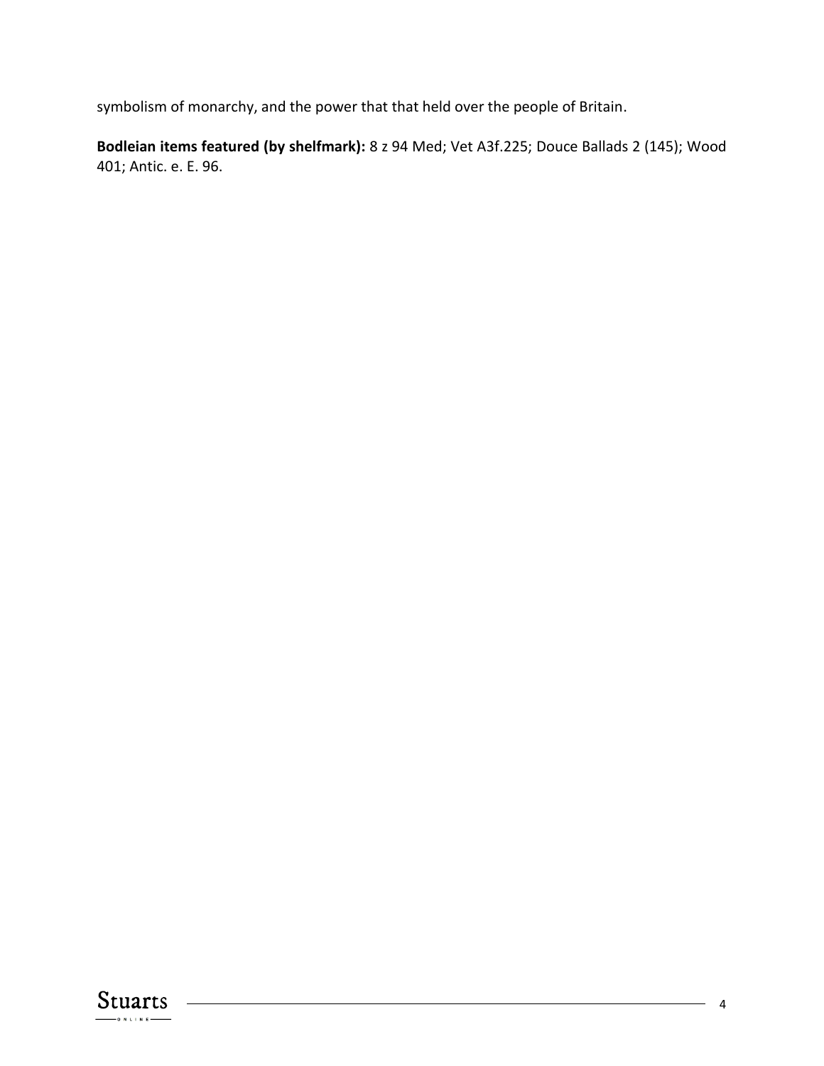symbolism of monarchy, and the power that that held over the people of Britain.

**Bodleian items featured (by shelfmark):** 8 z 94 Med; Vet A3f.225; Douce Ballads 2 (145); Wood 401; Antic. e. E. 96.